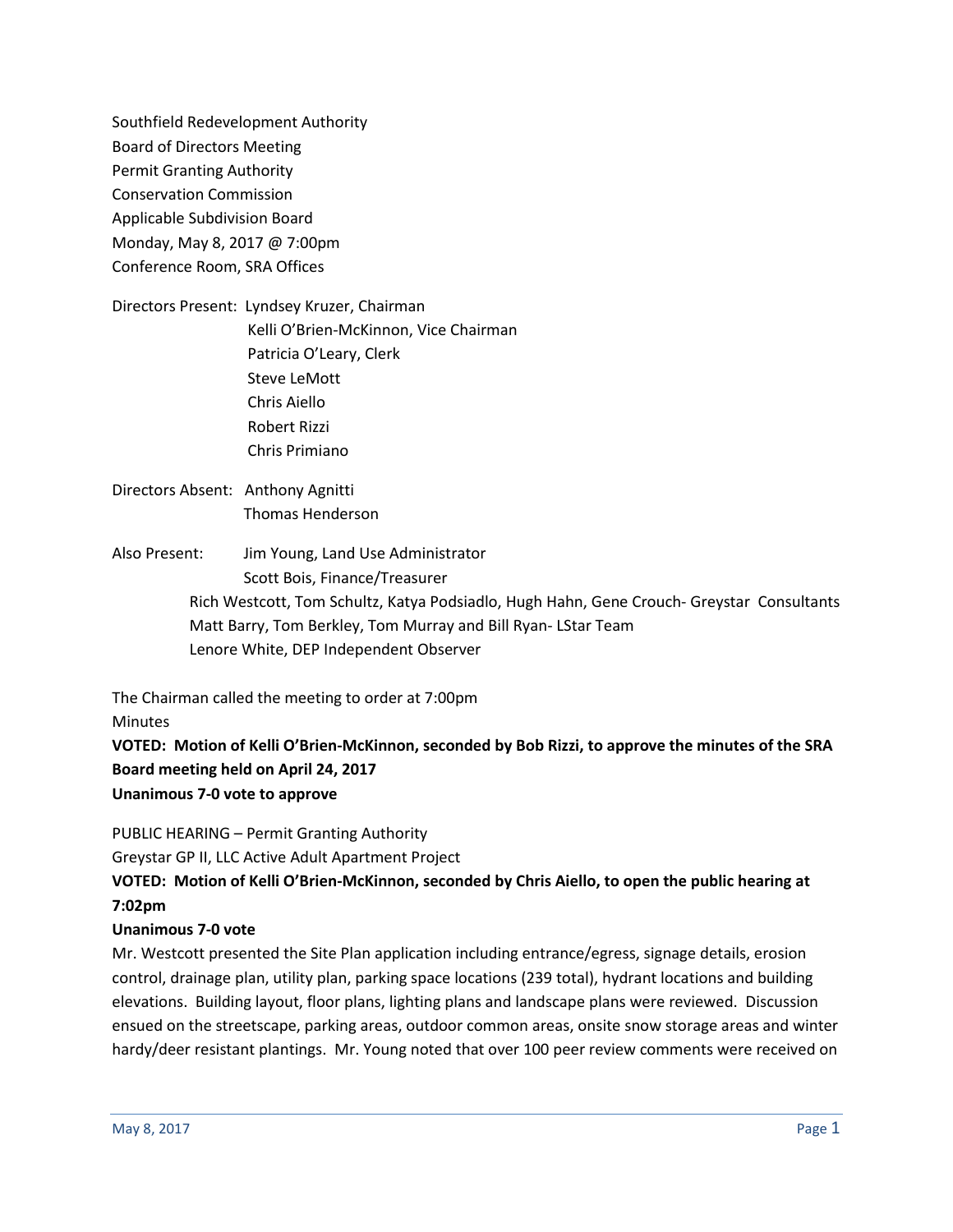Southfield Redevelopment Authority
Board of Directors Meeting
Permit Granting Authority
Conservation Commission
Applicable Subdivision Board
Monday, May 8, 2017 @ 7:00pm
Conference Room, SRA Offices

Directors Present: Lyndsey Kruzer, Chairman
Kelli O'Brien-McKinnon, Vice Chairman
Patricia O'Leary, Clerk
Steve LeMott
Chris Aiello
Robert Rizzi
Chris Primiano

Directors Absent: Anthony Agnitti
Thomas Henderson

Also Present: Jim Young, Land Use Administrator
Scott Bois, Finance/Treasurer
Rich Westcott, Tom Schultz, Katya Podsiadlo, Hugh Hahn, Gene Crouch- Greystar Consultants
Matt Barry, Tom Berkley, Tom Murray and Bill Ryan- LStar Team
Lenore White, DEP Independent Observer

The Chairman called the meeting to order at 7:00pm

Minutes

**VOTED: Motion of Kelli O'Brien-McKinnon, seconded by Bob Rizzi, to approve the minutes of the SRA Board meeting held on April 24, 2017**
**Unanimous 7-0 vote to approve**

PUBLIC HEARING – Permit Granting Authority
Greystar GP II, LLC Active Adult Apartment Project

**VOTED: Motion of Kelli O'Brien-McKinnon, seconded by Chris Aiello, to open the public hearing at 7:02pm**
**Unanimous 7-0 vote**

Mr. Westcott presented the Site Plan application including entrance/egress, signage details, erosion control, drainage plan, utility plan, parking space locations (239 total), hydrant locations and building elevations. Building layout, floor plans, lighting plans and landscape plans were reviewed. Discussion ensued on the streetscape, parking areas, outdoor common areas, onsite snow storage areas and winter hardy/deer resistant plantings. Mr. Young noted that over 100 peer review comments were received on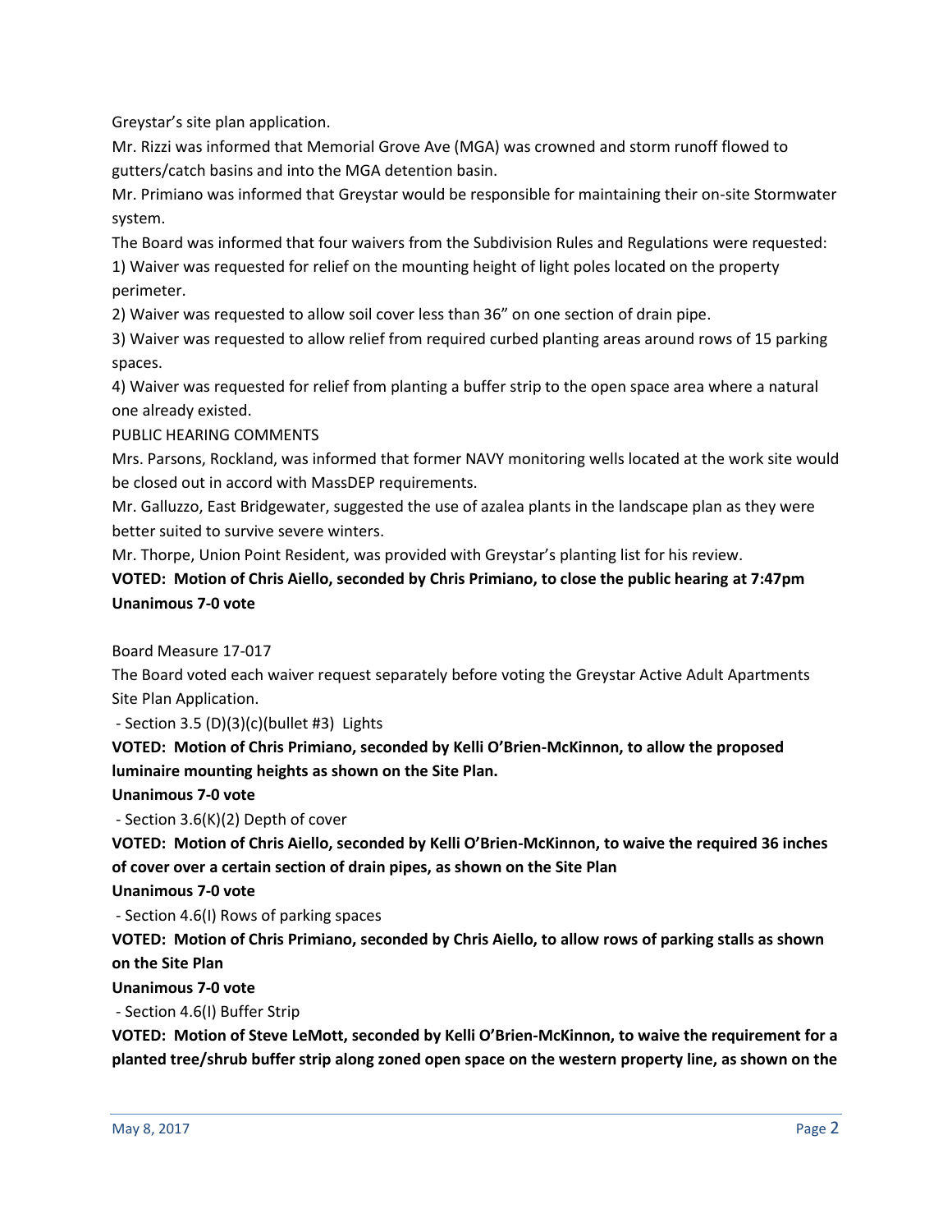Greystar's site plan application.

Mr. Rizzi was informed that Memorial Grove Ave (MGA) was crowned and storm runoff flowed to gutters/catch basins and into the MGA detention basin.

Mr. Primiano was informed that Greystar would be responsible for maintaining their on-site Stormwater system.

The Board was informed that four waivers from the Subdivision Rules and Regulations were requested:

1) Waiver was requested for relief on the mounting height of light poles located on the property perimeter.

2) Waiver was requested to allow soil cover less than 36" on one section of drain pipe.

3) Waiver was requested to allow relief from required curbed planting areas around rows of 15 parking spaces.

4) Waiver was requested for relief from planting a buffer strip to the open space area where a natural one already existed.

PUBLIC HEARING COMMENTS

Mrs. Parsons, Rockland, was informed that former NAVY monitoring wells located at the work site would be closed out in accord with MassDEP requirements.

Mr. Galluzzo, East Bridgewater, suggested the use of azalea plants in the landscape plan as they were better suited to survive severe winters.

Mr. Thorpe, Union Point Resident, was provided with Greystar's planting list for his review.

**VOTED: Motion of Chris Aiello, seconded by Chris Primiano, to close the public hearing at 7:47pm**
**Unanimous 7-0 vote**

Board Measure 17-017

The Board voted each waiver request separately before voting the Greystar Active Adult Apartments Site Plan Application.

- Section 3.5 (D)(3)(c)(bullet #3) Lights

**VOTED: Motion of Chris Primiano, seconded by Kelli O'Brien-McKinnon, to allow the proposed luminaire mounting heights as shown on the Site Plan.**

**Unanimous 7-0 vote**

- Section 3.6(K)(2) Depth of cover

**VOTED: Motion of Chris Aiello, seconded by Kelli O'Brien-McKinnon, to waive the required 36 inches of cover over a certain section of drain pipes, as shown on the Site Plan**

**Unanimous 7-0 vote**

- Section 4.6(I) Rows of parking spaces

**VOTED: Motion of Chris Primiano, seconded by Chris Aiello, to allow rows of parking stalls as shown on the Site Plan**

**Unanimous 7-0 vote**

- Section 4.6(I) Buffer Strip

**VOTED: Motion of Steve LeMott, seconded by Kelli O'Brien-McKinnon, to waive the requirement for a planted tree/shrub buffer strip along zoned open space on the western property line, as shown on the**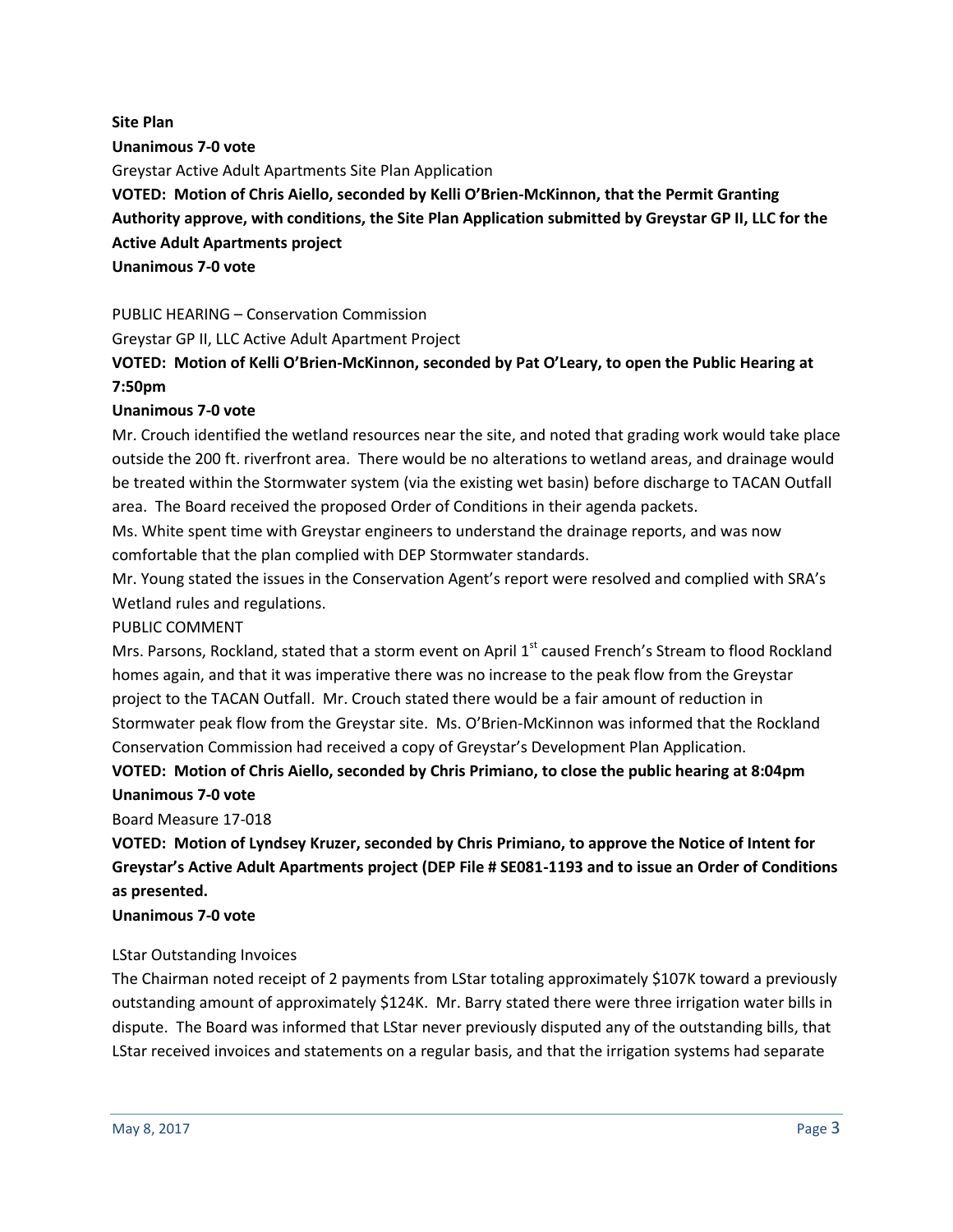**Site Plan**

**Unanimous 7-0 vote**

Greystar Active Adult Apartments Site Plan Application

**VOTED: Motion of Chris Aiello, seconded by Kelli O'Brien-McKinnon, that the Permit Granting Authority approve, with conditions, the Site Plan Application submitted by Greystar GP II, LLC for the Active Adult Apartments project**

**Unanimous 7-0 vote**

PUBLIC HEARING – Conservation Commission

Greystar GP II, LLC Active Adult Apartment Project

**VOTED: Motion of Kelli O'Brien-McKinnon, seconded by Pat O'Leary, to open the Public Hearing at 7:50pm**

**Unanimous 7-0 vote**

Mr. Crouch identified the wetland resources near the site, and noted that grading work would take place outside the 200 ft. riverfront area. There would be no alterations to wetland areas, and drainage would be treated within the Stormwater system (via the existing wet basin) before discharge to TACAN Outfall area. The Board received the proposed Order of Conditions in their agenda packets.

Ms. White spent time with Greystar engineers to understand the drainage reports, and was now comfortable that the plan complied with DEP Stormwater standards.

Mr. Young stated the issues in the Conservation Agent's report were resolved and complied with SRA's Wetland rules and regulations.

PUBLIC COMMENT

Mrs. Parsons, Rockland, stated that a storm event on April 1st caused French's Stream to flood Rockland homes again, and that it was imperative there was no increase to the peak flow from the Greystar project to the TACAN Outfall. Mr. Crouch stated there would be a fair amount of reduction in Stormwater peak flow from the Greystar site. Ms. O'Brien-McKinnon was informed that the Rockland Conservation Commission had received a copy of Greystar's Development Plan Application.

**VOTED: Motion of Chris Aiello, seconded by Chris Primiano, to close the public hearing at 8:04pm**

**Unanimous 7-0 vote**

Board Measure 17-018

**VOTED: Motion of Lyndsey Kruzer, seconded by Chris Primiano, to approve the Notice of Intent for Greystar's Active Adult Apartments project (DEP File # SE081-1193 and to issue an Order of Conditions as presented.**

**Unanimous 7-0 vote**

LStar Outstanding Invoices

The Chairman noted receipt of 2 payments from LStar totaling approximately $107K toward a previously outstanding amount of approximately $124K. Mr. Barry stated there were three irrigation water bills in dispute. The Board was informed that LStar never previously disputed any of the outstanding bills, that LStar received invoices and statements on a regular basis, and that the irrigation systems had separate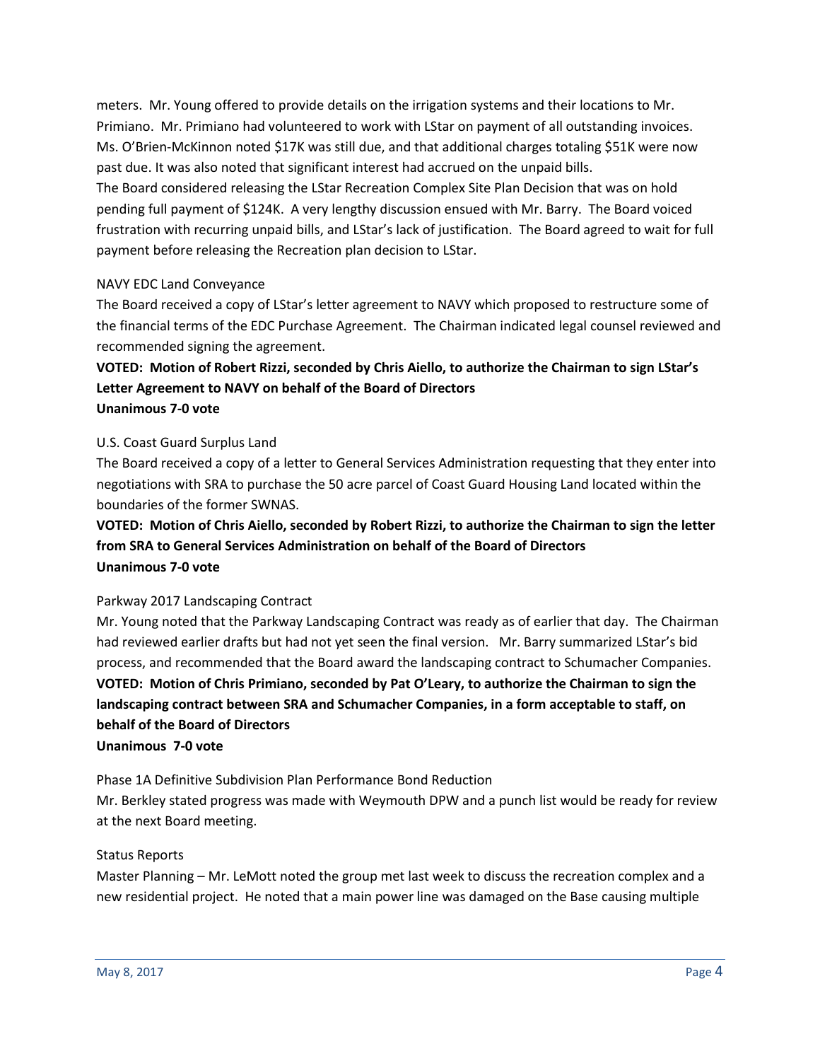meters. Mr. Young offered to provide details on the irrigation systems and their locations to Mr. Primiano. Mr. Primiano had volunteered to work with LStar on payment of all outstanding invoices. Ms. O'Brien-McKinnon noted $17K was still due, and that additional charges totaling $51K were now past due. It was also noted that significant interest had accrued on the unpaid bills.
The Board considered releasing the LStar Recreation Complex Site Plan Decision that was on hold pending full payment of $124K. A very lengthy discussion ensued with Mr. Barry. The Board voiced frustration with recurring unpaid bills, and LStar's lack of justification. The Board agreed to wait for full payment before releasing the Recreation plan decision to LStar.

NAVY EDC Land Conveyance

The Board received a copy of LStar's letter agreement to NAVY which proposed to restructure some of the financial terms of the EDC Purchase Agreement. The Chairman indicated legal counsel reviewed and recommended signing the agreement.

**VOTED: Motion of Robert Rizzi, seconded by Chris Aiello, to authorize the Chairman to sign LStar's Letter Agreement to NAVY on behalf of the Board of Directors**
**Unanimous 7-0 vote**

U.S. Coast Guard Surplus Land

The Board received a copy of a letter to General Services Administration requesting that they enter into negotiations with SRA to purchase the 50 acre parcel of Coast Guard Housing Land located within the boundaries of the former SWNAS.

**VOTED: Motion of Chris Aiello, seconded by Robert Rizzi, to authorize the Chairman to sign the letter from SRA to General Services Administration on behalf of the Board of Directors**
**Unanimous 7-0 vote**

Parkway 2017 Landscaping Contract

Mr. Young noted that the Parkway Landscaping Contract was ready as of earlier that day. The Chairman had reviewed earlier drafts but had not yet seen the final version. Mr. Barry summarized LStar's bid process, and recommended that the Board award the landscaping contract to Schumacher Companies.
**VOTED: Motion of Chris Primiano, seconded by Pat O'Leary, to authorize the Chairman to sign the landscaping contract between SRA and Schumacher Companies, in a form acceptable to staff, on behalf of the Board of Directors**
**Unanimous 7-0 vote**

Phase 1A Definitive Subdivision Plan Performance Bond Reduction

Mr. Berkley stated progress was made with Weymouth DPW and a punch list would be ready for review at the next Board meeting.

Status Reports

Master Planning – Mr. LeMott noted the group met last week to discuss the recreation complex and a new residential project. He noted that a main power line was damaged on the Base causing multiple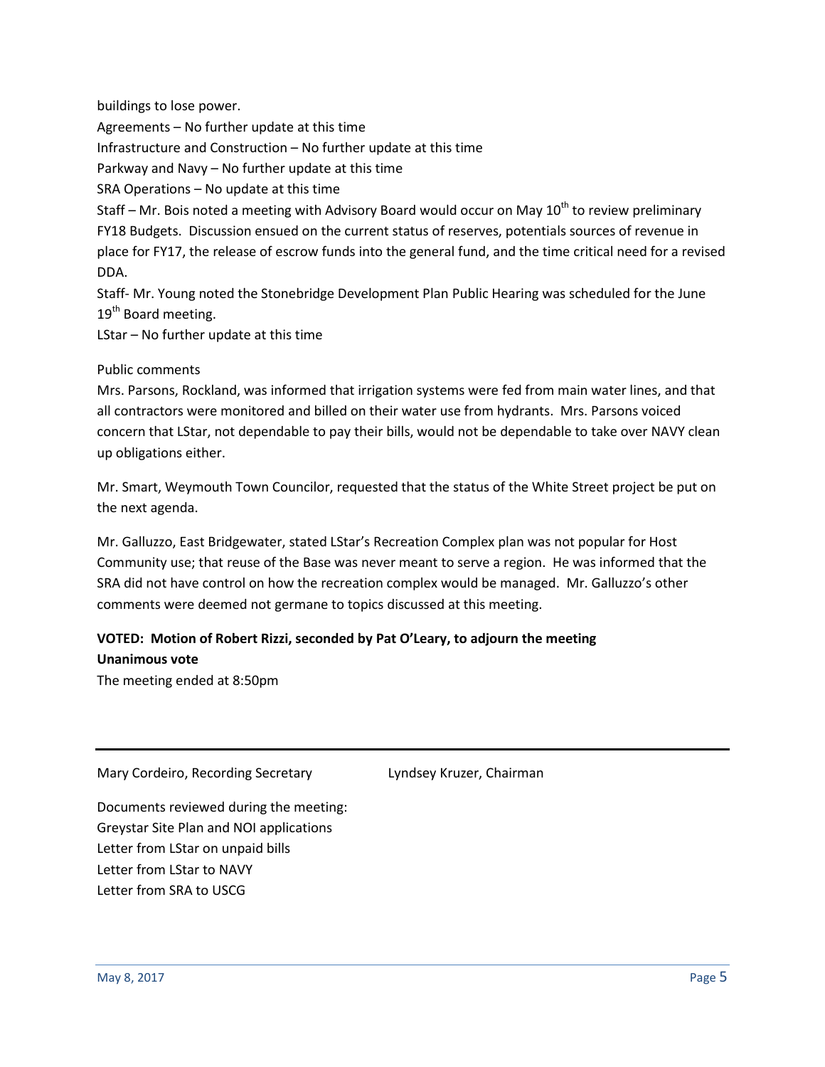buildings to lose power.

Agreements – No further update at this time

Infrastructure and Construction – No further update at this time

Parkway and Navy – No further update at this time

SRA Operations – No update at this time

Staff – Mr. Bois noted a meeting with Advisory Board would occur on May 10th to review preliminary FY18 Budgets. Discussion ensued on the current status of reserves, potentials sources of revenue in place for FY17, the release of escrow funds into the general fund, and the time critical need for a revised DDA.

Staff- Mr. Young noted the Stonebridge Development Plan Public Hearing was scheduled for the June 19th Board meeting.

LStar – No further update at this time

Public comments

Mrs. Parsons, Rockland, was informed that irrigation systems were fed from main water lines, and that all contractors were monitored and billed on their water use from hydrants. Mrs. Parsons voiced concern that LStar, not dependable to pay their bills, would not be dependable to take over NAVY clean up obligations either.

Mr. Smart, Weymouth Town Councilor, requested that the status of the White Street project be put on the next agenda.

Mr. Galluzzo, East Bridgewater, stated LStar's Recreation Complex plan was not popular for Host Community use; that reuse of the Base was never meant to serve a region. He was informed that the SRA did not have control on how the recreation complex would be managed. Mr. Galluzzo's other comments were deemed not germane to topics discussed at this meeting.

**VOTED: Motion of Robert Rizzi, seconded by Pat O'Leary, to adjourn the meeting**
**Unanimous vote**

The meeting ended at 8:50pm

---

Mary Cordeiro, Recording Secretary    Lyndsey Kruzer, Chairman

Documents reviewed during the meeting:
Greystar Site Plan and NOI applications
Letter from LStar on unpaid bills
Letter from LStar to NAVY
Letter from SRA to USCG